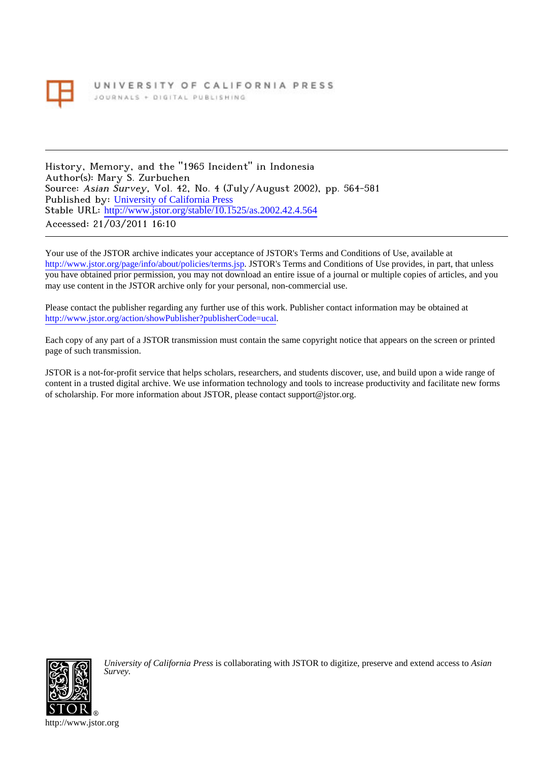UNIVERSITY OF CALIFORNIA PRESS

JOURNALS + DIGITAL PUBLISHING

---

History, Memory, and the "1965 Incident" in Indonesia
Author(s): Mary S. Zurbuchen
Source: *Asian Survey*, Vol. 42, No. 4 (July/August 2002), pp. 564-581
Published by: University of California Press
Stable URL: http://www.jstor.org/stable/10.1525/as.2002.42.4.564
Accessed: 21/03/2011 16:10

---

Your use of the JSTOR archive indicates your acceptance of JSTOR's Terms and Conditions of Use, available at http://www.jstor.org/page/info/about/policies/terms.jsp. JSTOR's Terms and Conditions of Use provides, in part, that unless you have obtained prior permission, you may not download an entire issue of a journal or multiple copies of articles, and you may use content in the JSTOR archive only for your personal, non-commercial use.

Please contact the publisher regarding any further use of this work. Publisher contact information may be obtained at http://www.jstor.org/action/showPublisher?publisherCode=ucal.

Each copy of any part of a JSTOR transmission must contain the same copyright notice that appears on the screen or printed page of such transmission.

JSTOR is a not-for-profit service that helps scholars, researchers, and students discover, use, and build upon a wide range of content in a trusted digital archive. We use information technology and tools to increase productivity and facilitate new forms of scholarship. For more information about JSTOR, please contact support@jstor.org.

*University of California Press* is collaborating with JSTOR to digitize, preserve and extend access to *Asian Survey.*

http://www.jstor.org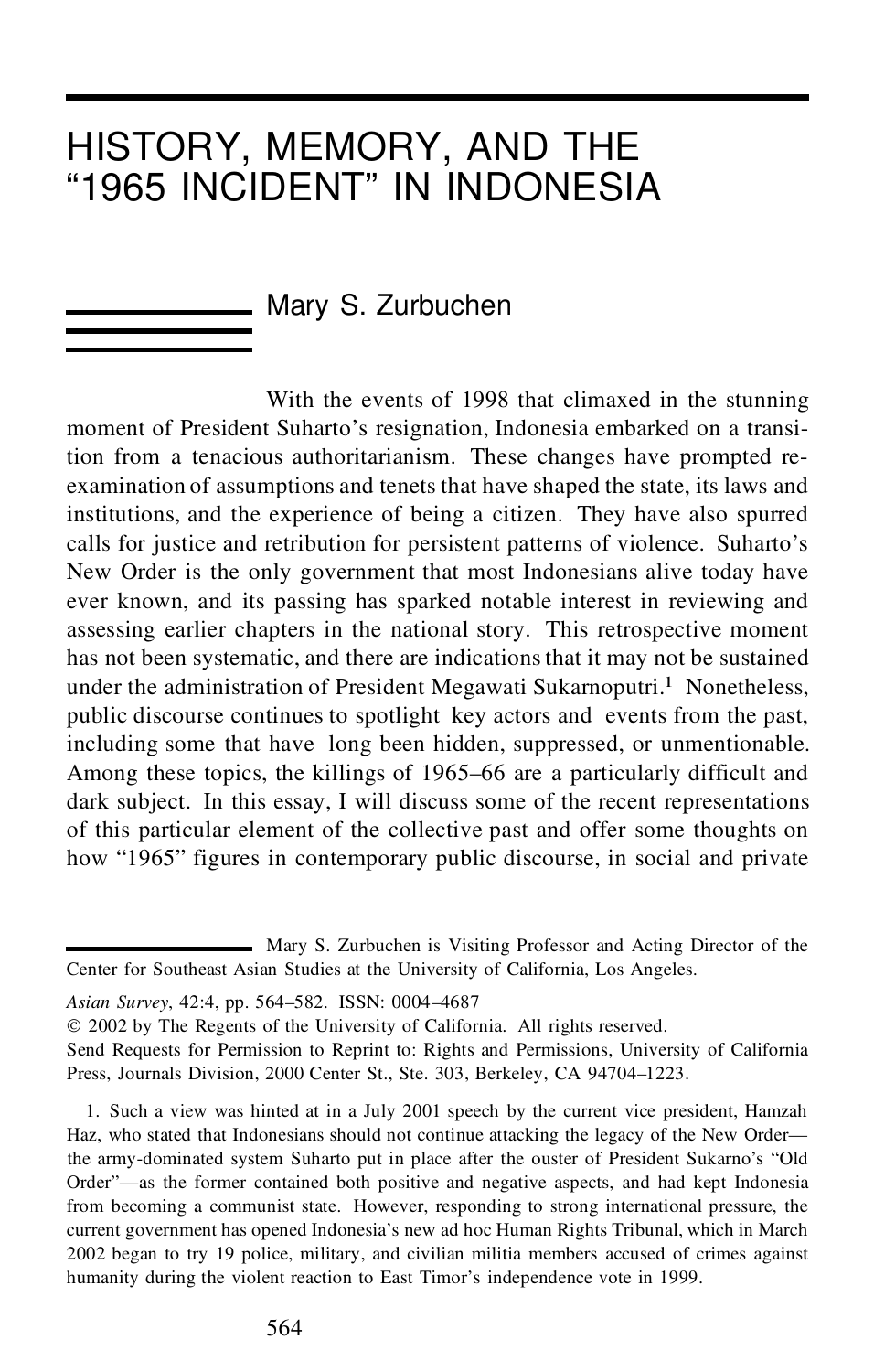# HISTORY, MEMORY, AND THE "1965 INCIDENT" IN INDONESIA

Mary S. Zurbuchen

With the events of 1998 that climaxed in the stunning moment of President Suharto's resignation, Indonesia embarked on a transition from a tenacious authoritarianism. These changes have prompted re-examination of assumptions and tenets that have shaped the state, its laws and institutions, and the experience of being a citizen. They have also spurred calls for justice and retribution for persistent patterns of violence. Suharto's New Order is the only government that most Indonesians alive today have ever known, and its passing has sparked notable interest in reviewing and assessing earlier chapters in the national story. This retrospective moment has not been systematic, and there are indications that it may not be sustained under the administration of President Megawati Sukarnoputri.[1] Nonetheless, public discourse continues to spotlight key actors and events from the past, including some that have long been hidden, suppressed, or unmentionable. Among these topics, the killings of 1965–66 are a particularly difficult and dark subject. In this essay, I will discuss some of the recent representations of this particular element of the collective past and offer some thoughts on how "1965" figures in contemporary public discourse, in social and private

Mary S. Zurbuchen is Visiting Professor and Acting Director of the Center for Southeast Asian Studies at the University of California, Los Angeles.

*Asian Survey*, 42:4, pp. 564–582. ISSN: 0004–4687
© 2002 by The Regents of the University of California. All rights reserved.
Send Requests for Permission to Reprint to: Rights and Permissions, University of California Press, Journals Division, 2000 Center St., Ste. 303, Berkeley, CA 94704–1223.

1. Such a view was hinted at in a July 2001 speech by the current vice president, Hamzah Haz, who stated that Indonesians should not continue attacking the legacy of the New Order—the army-dominated system Suharto put in place after the ouster of President Sukarno's "Old Order"—as the former contained both positive and negative aspects, and had kept Indonesia from becoming a communist state. However, responding to strong international pressure, the current government has opened Indonesia's new ad hoc Human Rights Tribunal, which in March 2002 began to try 19 police, military, and civilian militia members accused of crimes against humanity during the violent reaction to East Timor's independence vote in 1999.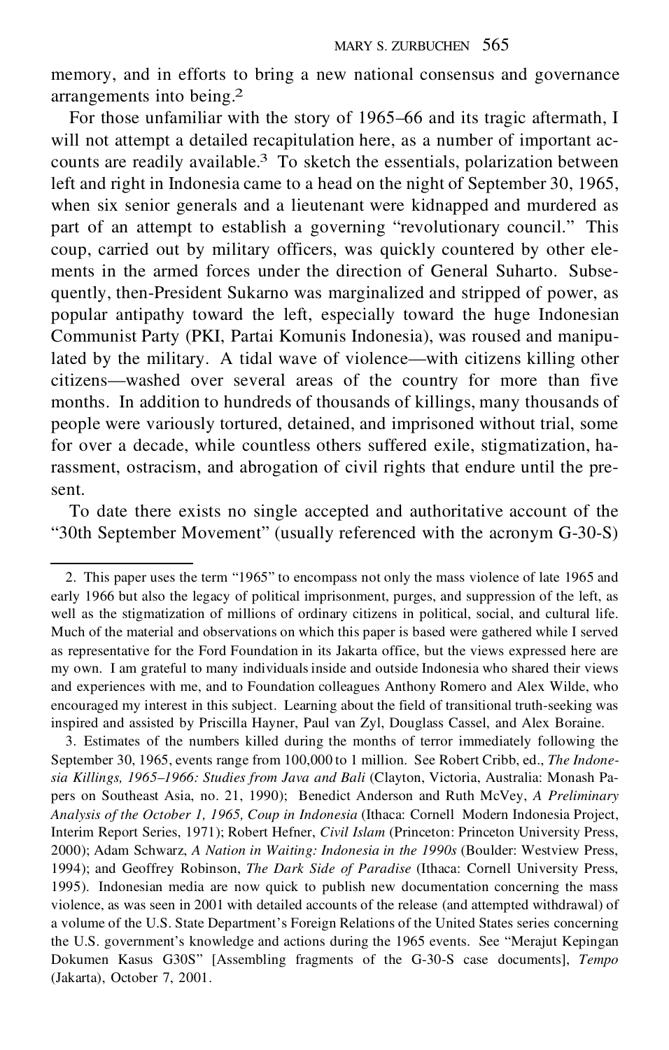memory, and in efforts to bring a new national consensus and governance arrangements into being.[2]

For those unfamiliar with the story of 1965–66 and its tragic aftermath, I will not attempt a detailed recapitulation here, as a number of important accounts are readily available.[3] To sketch the essentials, polarization between left and right in Indonesia came to a head on the night of September 30, 1965, when six senior generals and a lieutenant were kidnapped and murdered as part of an attempt to establish a governing "revolutionary council." This coup, carried out by military officers, was quickly countered by other elements in the armed forces under the direction of General Suharto. Subsequently, then-President Sukarno was marginalized and stripped of power, as popular antipathy toward the left, especially toward the huge Indonesian Communist Party (PKI, Partai Komunis Indonesia), was roused and manipulated by the military. A tidal wave of violence—with citizens killing other citizens—washed over several areas of the country for more than five months. In addition to hundreds of thousands of killings, many thousands of people were variously tortured, detained, and imprisoned without trial, some for over a decade, while countless others suffered exile, stigmatization, harassment, ostracism, and abrogation of civil rights that endure until the present.

To date there exists no single accepted and authoritative account of the "30th September Movement" (usually referenced with the acronym G-30-S)

---

2. This paper uses the term "1965" to encompass not only the mass violence of late 1965 and early 1966 but also the legacy of political imprisonment, purges, and suppression of the left, as well as the stigmatization of millions of ordinary citizens in political, social, and cultural life. Much of the material and observations on which this paper is based were gathered while I served as representative for the Ford Foundation in its Jakarta office, but the views expressed here are my own. I am grateful to many individuals inside and outside Indonesia who shared their views and experiences with me, and to Foundation colleagues Anthony Romero and Alex Wilde, who encouraged my interest in this subject. Learning about the field of transitional truth-seeking was inspired and assisted by Priscilla Hayner, Paul van Zyl, Douglass Cassel, and Alex Boraine.

3. Estimates of the numbers killed during the months of terror immediately following the September 30, 1965, events range from 100,000 to 1 million. See Robert Cribb, ed., *The Indonesia Killings, 1965–1966: Studies from Java and Bali* (Clayton, Victoria, Australia: Monash Papers on Southeast Asia, no. 21, 1990); Benedict Anderson and Ruth McVey, *A Preliminary Analysis of the October 1, 1965, Coup in Indonesia* (Ithaca: Cornell Modern Indonesia Project, Interim Report Series, 1971); Robert Hefner, *Civil Islam* (Princeton: Princeton University Press, 2000); Adam Schwarz, *A Nation in Waiting: Indonesia in the 1990s* (Boulder: Westview Press, 1994); and Geoffrey Robinson, *The Dark Side of Paradise* (Ithaca: Cornell University Press, 1995). Indonesian media are now quick to publish new documentation concerning the mass violence, as was seen in 2001 with detailed accounts of the release (and attempted withdrawal) of a volume of the U.S. State Department's Foreign Relations of the United States series concerning the U.S. government's knowledge and actions during the 1965 events. See "Merajut Kepingan Dokumen Kasus G30S" [Assembling fragments of the G-30-S case documents], *Tempo* (Jakarta), October 7, 2001.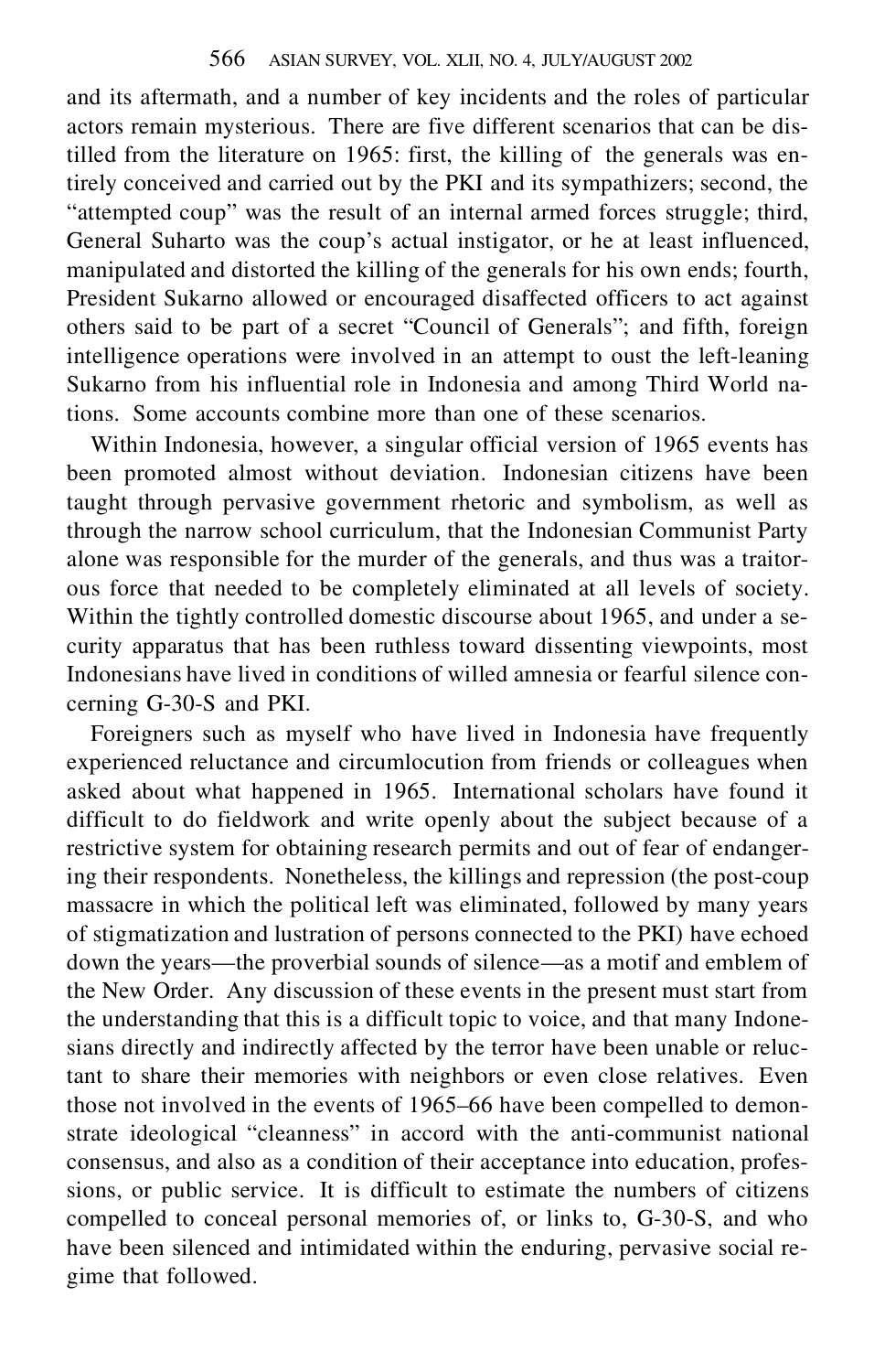and its aftermath, and a number of key incidents and the roles of particular actors remain mysterious. There are five different scenarios that can be distilled from the literature on 1965: first, the killing of the generals was entirely conceived and carried out by the PKI and its sympathizers; second, the "attempted coup" was the result of an internal armed forces struggle; third, General Suharto was the coup's actual instigator, or he at least influenced, manipulated and distorted the killing of the generals for his own ends; fourth, President Sukarno allowed or encouraged disaffected officers to act against others said to be part of a secret "Council of Generals"; and fifth, foreign intelligence operations were involved in an attempt to oust the left-leaning Sukarno from his influential role in Indonesia and among Third World nations. Some accounts combine more than one of these scenarios.

Within Indonesia, however, a singular official version of 1965 events has been promoted almost without deviation. Indonesian citizens have been taught through pervasive government rhetoric and symbolism, as well as through the narrow school curriculum, that the Indonesian Communist Party alone was responsible for the murder of the generals, and thus was a traitorous force that needed to be completely eliminated at all levels of society. Within the tightly controlled domestic discourse about 1965, and under a security apparatus that has been ruthless toward dissenting viewpoints, most Indonesians have lived in conditions of willed amnesia or fearful silence concerning G-30-S and PKI.

Foreigners such as myself who have lived in Indonesia have frequently experienced reluctance and circumlocution from friends or colleagues when asked about what happened in 1965. International scholars have found it difficult to do fieldwork and write openly about the subject because of a restrictive system for obtaining research permits and out of fear of endangering their respondents. Nonetheless, the killings and repression (the post-coup massacre in which the political left was eliminated, followed by many years of stigmatization and lustration of persons connected to the PKI) have echoed down the years—the proverbial sounds of silence—as a motif and emblem of the New Order. Any discussion of these events in the present must start from the understanding that this is a difficult topic to voice, and that many Indonesians directly and indirectly affected by the terror have been unable or reluctant to share their memories with neighbors or even close relatives. Even those not involved in the events of 1965–66 have been compelled to demonstrate ideological "cleanness" in accord with the anti-communist national consensus, and also as a condition of their acceptance into education, professions, or public service. It is difficult to estimate the numbers of citizens compelled to conceal personal memories of, or links to, G-30-S, and who have been silenced and intimidated within the enduring, pervasive social regime that followed.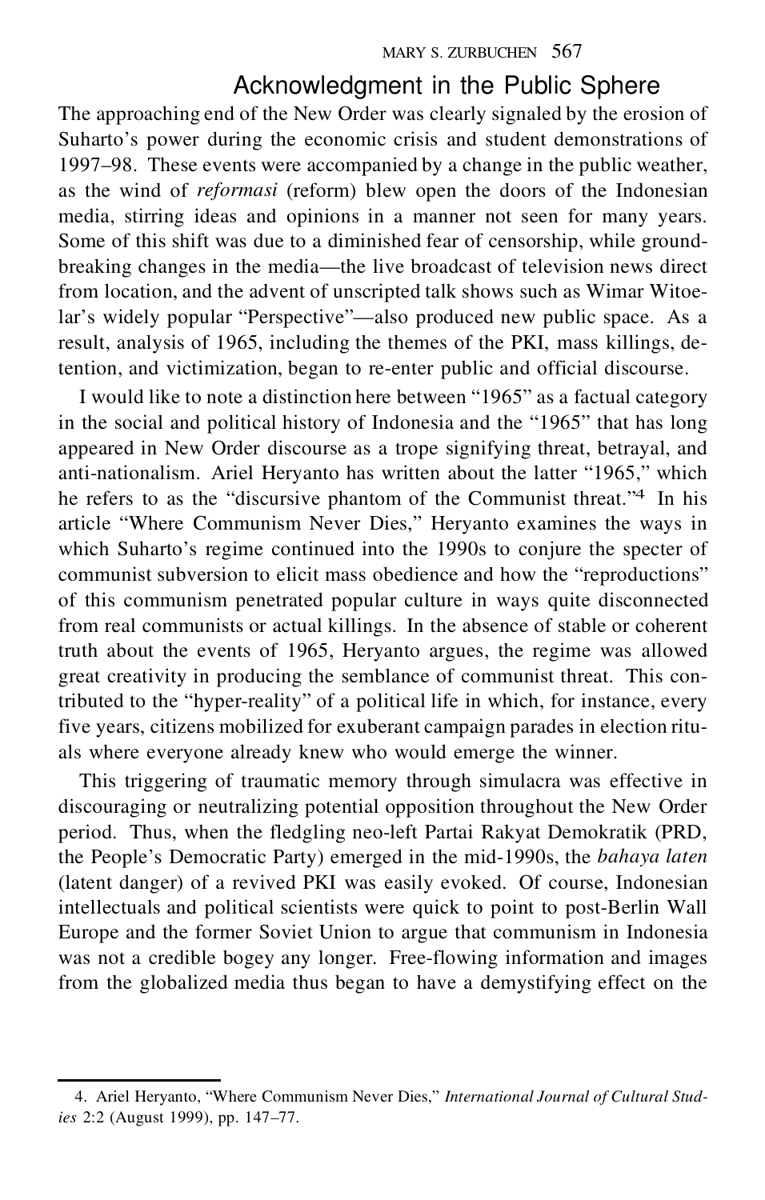## Acknowledgment in the Public Sphere

The approaching end of the New Order was clearly signaled by the erosion of Suharto's power during the economic crisis and student demonstrations of 1997–98. These events were accompanied by a change in the public weather, as the wind of *reformasi* (reform) blew open the doors of the Indonesian media, stirring ideas and opinions in a manner not seen for many years. Some of this shift was due to a diminished fear of censorship, while groundbreaking changes in the media—the live broadcast of television news direct from location, and the advent of unscripted talk shows such as Wimar Witoelar's widely popular "Perspective"—also produced new public space. As a result, analysis of 1965, including the themes of the PKI, mass killings, detention, and victimization, began to re-enter public and official discourse.

I would like to note a distinction here between "1965" as a factual category in the social and political history of Indonesia and the "1965" that has long appeared in New Order discourse as a trope signifying threat, betrayal, and anti-nationalism. Ariel Heryanto has written about the latter "1965," which he refers to as the "discursive phantom of the Communist threat."[4] In his article "Where Communism Never Dies," Heryanto examines the ways in which Suharto's regime continued into the 1990s to conjure the specter of communist subversion to elicit mass obedience and how the "reproductions" of this communism penetrated popular culture in ways quite disconnected from real communists or actual killings. In the absence of stable or coherent truth about the events of 1965, Heryanto argues, the regime was allowed great creativity in producing the semblance of communist threat. This contributed to the "hyper-reality" of a political life in which, for instance, every five years, citizens mobilized for exuberant campaign parades in election rituals where everyone already knew who would emerge the winner.

This triggering of traumatic memory through simulacra was effective in discouraging or neutralizing potential opposition throughout the New Order period. Thus, when the fledgling neo-left Partai Rakyat Demokratik (PRD, the People's Democratic Party) emerged in the mid-1990s, the *bahaya laten* (latent danger) of a revived PKI was easily evoked. Of course, Indonesian intellectuals and political scientists were quick to point to post-Berlin Wall Europe and the former Soviet Union to argue that communism in Indonesia was not a credible bogey any longer. Free-flowing information and images from the globalized media thus began to have a demystifying effect on the

4. Ariel Heryanto, "Where Communism Never Dies," *International Journal of Cultural Studies* 2:2 (August 1999), pp. 147–77.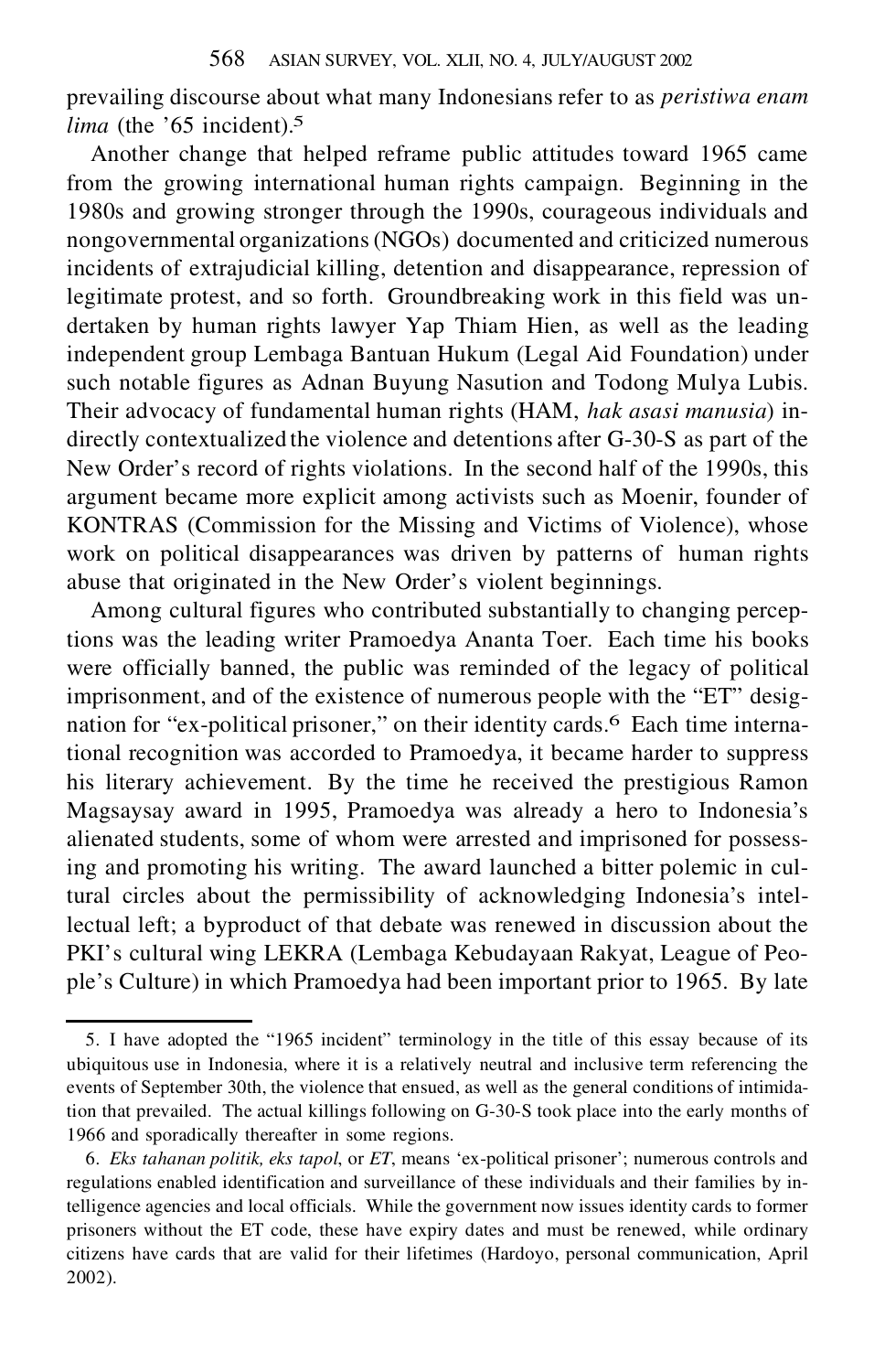prevailing discourse about what many Indonesians refer to as *peristiwa enam lima* (the '65 incident).[5]

Another change that helped reframe public attitudes toward 1965 came from the growing international human rights campaign. Beginning in the 1980s and growing stronger through the 1990s, courageous individuals and nongovernmental organizations (NGOs) documented and criticized numerous incidents of extrajudicial killing, detention and disappearance, repression of legitimate protest, and so forth. Groundbreaking work in this field was undertaken by human rights lawyer Yap Thiam Hien, as well as the leading independent group Lembaga Bantuan Hukum (Legal Aid Foundation) under such notable figures as Adnan Buyung Nasution and Todong Mulya Lubis. Their advocacy of fundamental human rights (HAM, *hak asasi manusia*) indirectly contextualized the violence and detentions after G-30-S as part of the New Order's record of rights violations. In the second half of the 1990s, this argument became more explicit among activists such as Moenir, founder of KONTRAS (Commission for the Missing and Victims of Violence), whose work on political disappearances was driven by patterns of human rights abuse that originated in the New Order's violent beginnings.

Among cultural figures who contributed substantially to changing perceptions was the leading writer Pramoedya Ananta Toer. Each time his books were officially banned, the public was reminded of the legacy of political imprisonment, and of the existence of numerous people with the "ET" designation for "ex-political prisoner," on their identity cards.[6] Each time international recognition was accorded to Pramoedya, it became harder to suppress his literary achievement. By the time he received the prestigious Ramon Magsaysay award in 1995, Pramoedya was already a hero to Indonesia's alienated students, some of whom were arrested and imprisoned for possessing and promoting his writing. The award launched a bitter polemic in cultural circles about the permissibility of acknowledging Indonesia's intellectual left; a byproduct of that debate was renewed in discussion about the PKI's cultural wing LEKRA (Lembaga Kebudayaan Rakyat, League of People's Culture) in which Pramoedya had been important prior to 1965. By late

---

5. I have adopted the "1965 incident" terminology in the title of this essay because of its ubiquitous use in Indonesia, where it is a relatively neutral and inclusive term referencing the events of September 30th, the violence that ensued, as well as the general conditions of intimidation that prevailed. The actual killings following on G-30-S took place into the early months of 1966 and sporadically thereafter in some regions.

6. *Eks tahanan politik, eks tapol*, or *ET*, means 'ex-political prisoner'; numerous controls and regulations enabled identification and surveillance of these individuals and their families by intelligence agencies and local officials. While the government now issues identity cards to former prisoners without the ET code, these have expiry dates and must be renewed, while ordinary citizens have cards that are valid for their lifetimes (Hardoyo, personal communication, April 2002).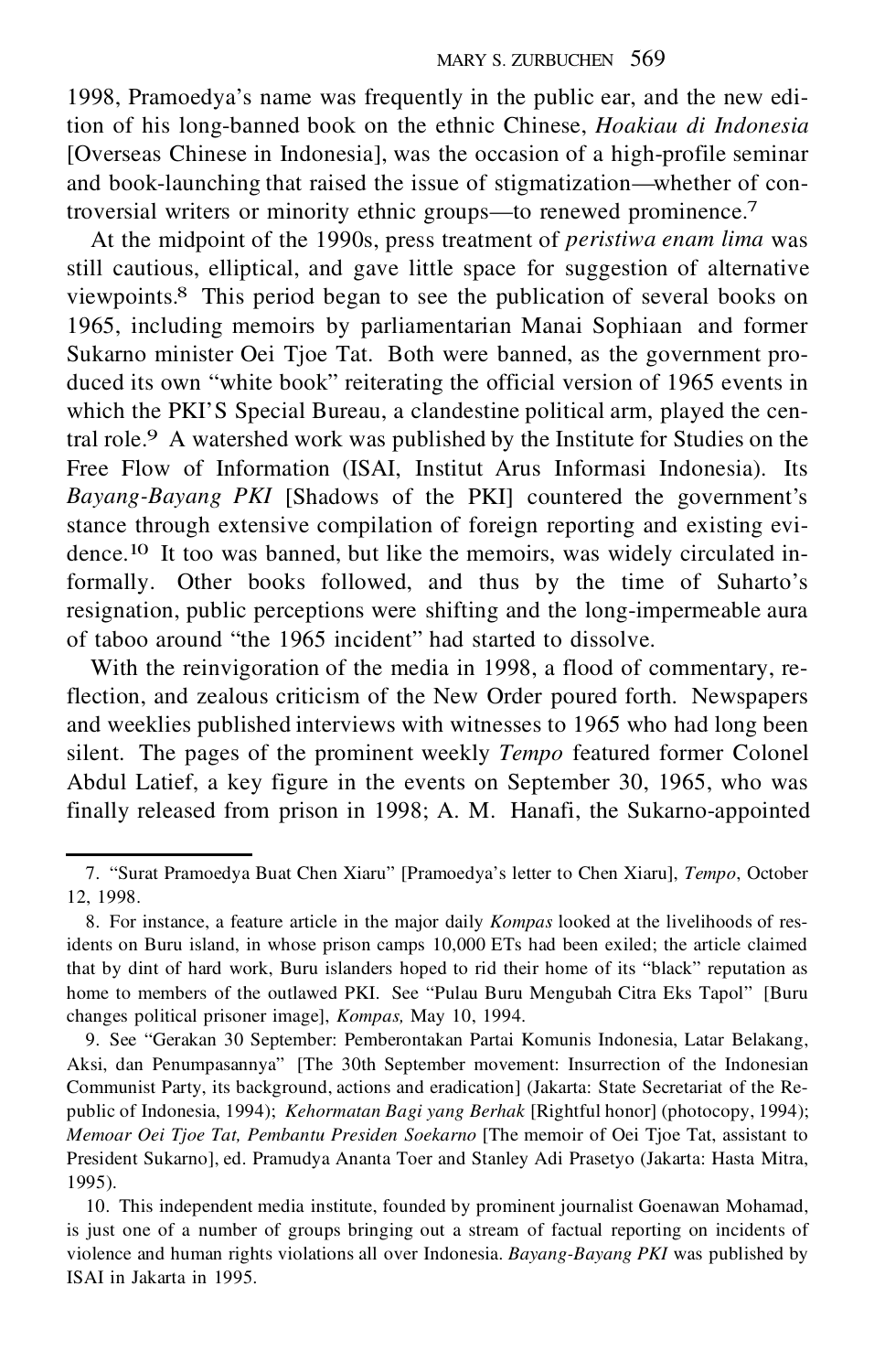1998, Pramoedya's name was frequently in the public ear, and the new edition of his long-banned book on the ethnic Chinese, *Hoakiau di Indonesia* [Overseas Chinese in Indonesia], was the occasion of a high-profile seminar and book-launching that raised the issue of stigmatization—whether of controversial writers or minority ethnic groups—to renewed prominence.[7]

At the midpoint of the 1990s, press treatment of *peristiwa enam lima* was still cautious, elliptical, and gave little space for suggestion of alternative viewpoints.[8] This period began to see the publication of several books on 1965, including memoirs by parliamentarian Manai Sophiaan and former Sukarno minister Oei Tjoe Tat. Both were banned, as the government produced its own "white book" reiterating the official version of 1965 events in which the PKI'S Special Bureau, a clandestine political arm, played the central role.[9] A watershed work was published by the Institute for Studies on the Free Flow of Information (ISAI, Institut Arus Informasi Indonesia). Its *Bayang-Bayang PKI* [Shadows of the PKI] countered the government's stance through extensive compilation of foreign reporting and existing evidence.[10] It too was banned, but like the memoirs, was widely circulated informally. Other books followed, and thus by the time of Suharto's resignation, public perceptions were shifting and the long-impermeable aura of taboo around "the 1965 incident" had started to dissolve.

With the reinvigoration of the media in 1998, a flood of commentary, reflection, and zealous criticism of the New Order poured forth. Newspapers and weeklies published interviews with witnesses to 1965 who had long been silent. The pages of the prominent weekly *Tempo* featured former Colonel Abdul Latief, a key figure in the events on September 30, 1965, who was finally released from prison in 1998; A. M. Hanafi, the Sukarno-appointed

---

7. "Surat Pramoedya Buat Chen Xiaru" [Pramoedya's letter to Chen Xiaru], *Tempo*, October 12, 1998.

8. For instance, a feature article in the major daily *Kompas* looked at the livelihoods of residents on Buru island, in whose prison camps 10,000 ETs had been exiled; the article claimed that by dint of hard work, Buru islanders hoped to rid their home of its "black" reputation as home to members of the outlawed PKI. See "Pulau Buru Mengubah Citra Eks Tapol" [Buru changes political prisoner image], *Kompas,* May 10, 1994.

9. See "Gerakan 30 September: Pemberontakan Partai Komunis Indonesia, Latar Belakang, Aksi, dan Penumpasannya" [The 30th September movement: Insurrection of the Indonesian Communist Party, its background, actions and eradication] (Jakarta: State Secretariat of the Republic of Indonesia, 1994); *Kehormatan Bagi yang Berhak* [Rightful honor] (photocopy, 1994); *Memoar Oei Tjoe Tat, Pembantu Presiden Soekarno* [The memoir of Oei Tjoe Tat, assistant to President Sukarno], ed. Pramudya Ananta Toer and Stanley Adi Prasetyo (Jakarta: Hasta Mitra, 1995).

10. This independent media institute, founded by prominent journalist Goenawan Mohamad, is just one of a number of groups bringing out a stream of factual reporting on incidents of violence and human rights violations all over Indonesia. *Bayang-Bayang PKI* was published by ISAI in Jakarta in 1995.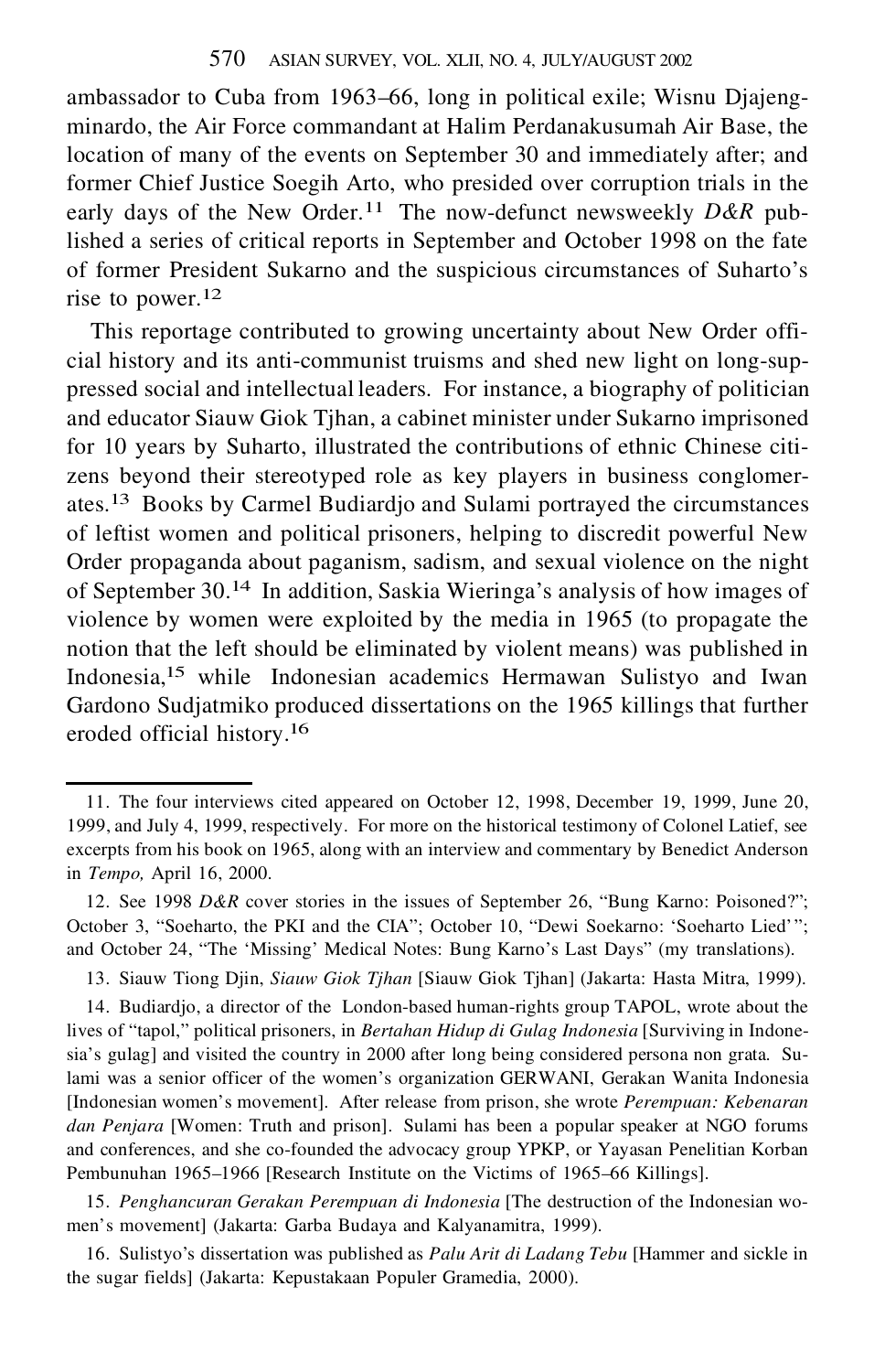ambassador to Cuba from 1963–66, long in political exile; Wisnu Djajengminardo, the Air Force commandant at Halim Perdanakusumah Air Base, the location of many of the events on September 30 and immediately after; and former Chief Justice Soegih Arto, who presided over corruption trials in the early days of the New Order.[11] The now-defunct newsweekly *D&R* published a series of critical reports in September and October 1998 on the fate of former President Sukarno and the suspicious circumstances of Suharto's rise to power.[12]

This reportage contributed to growing uncertainty about New Order official history and its anti-communist truisms and shed new light on long-suppressed social and intellectual leaders. For instance, a biography of politician and educator Siauw Giok Tjhan, a cabinet minister under Sukarno imprisoned for 10 years by Suharto, illustrated the contributions of ethnic Chinese citizens beyond their stereotyped role as key players in business conglomerates.[13] Books by Carmel Budiardjo and Sulami portrayed the circumstances of leftist women and political prisoners, helping to discredit powerful New Order propaganda about paganism, sadism, and sexual violence on the night of September 30.[14] In addition, Saskia Wieringa's analysis of how images of violence by women were exploited by the media in 1965 (to propagate the notion that the left should be eliminated by violent means) was published in Indonesia,[15] while Indonesian academics Hermawan Sulistyo and Iwan Gardono Sudjatmiko produced dissertations on the 1965 killings that further eroded official history.[16]

---

11. The four interviews cited appeared on October 12, 1998, December 19, 1999, June 20, 1999, and July 4, 1999, respectively. For more on the historical testimony of Colonel Latief, see excerpts from his book on 1965, along with an interview and commentary by Benedict Anderson in *Tempo,* April 16, 2000.

12. See 1998 *D&R* cover stories in the issues of September 26, "Bung Karno: Poisoned?"; October 3, "Soeharto, the PKI and the CIA"; October 10, "Dewi Soekarno: 'Soeharto Lied'"; and October 24, "The 'Missing' Medical Notes: Bung Karno's Last Days" (my translations).

13. Siauw Tiong Djin, *Siauw Giok Tjhan* [Siauw Giok Tjhan] (Jakarta: Hasta Mitra, 1999).

14. Budiardjo, a director of the London-based human-rights group TAPOL, wrote about the lives of "tapol," political prisoners, in *Bertahan Hidup di Gulag Indonesia* [Surviving in Indonesia's gulag] and visited the country in 2000 after long being considered persona non grata. Sulami was a senior officer of the women's organization GERWANI, Gerakan Wanita Indonesia [Indonesian women's movement]. After release from prison, she wrote *Perempuan: Kebenaran dan Penjara* [Women: Truth and prison]. Sulami has been a popular speaker at NGO forums and conferences, and she co-founded the advocacy group YPKP, or Yayasan Penelitian Korban Pembunuhan 1965–1966 [Research Institute on the Victims of 1965–66 Killings].

15. *Penghancuran Gerakan Perempuan di Indonesia* [The destruction of the Indonesian women's movement] (Jakarta: Garba Budaya and Kalyanamitra, 1999).

16. Sulistyo's dissertation was published as *Palu Arit di Ladang Tebu* [Hammer and sickle in the sugar fields] (Jakarta: Kepustakaan Populer Gramedia, 2000).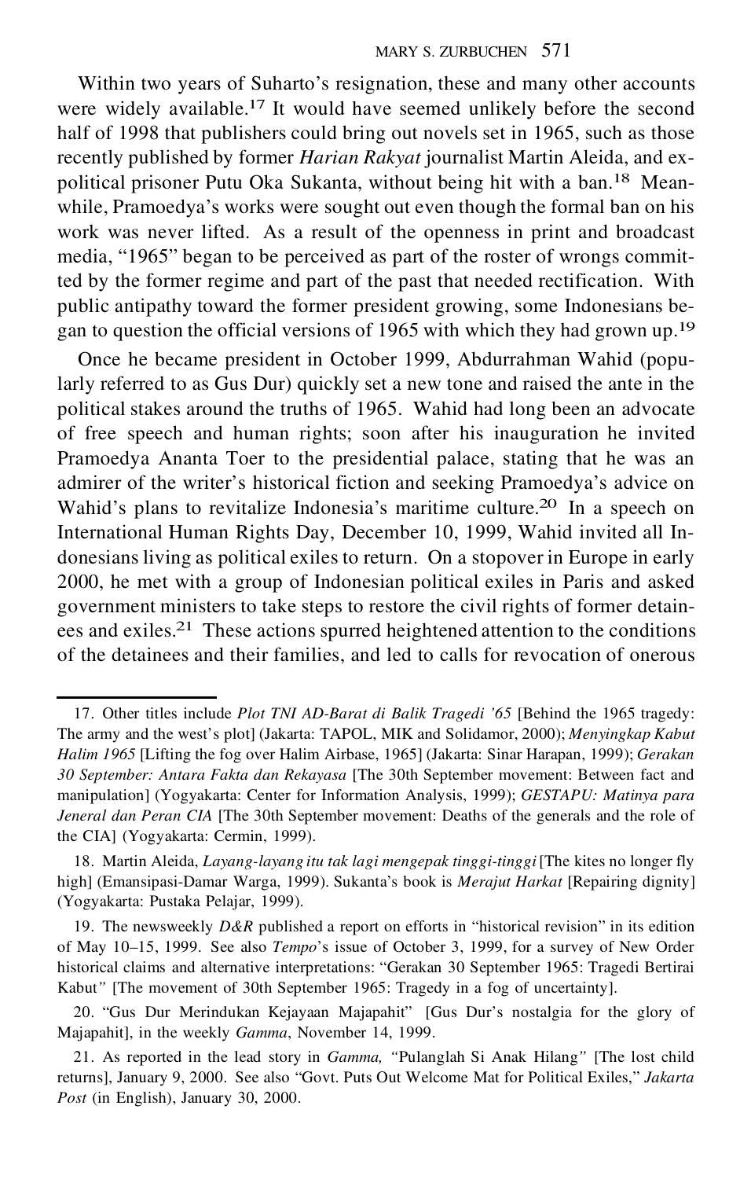Within two years of Suharto's resignation, these and many other accounts were widely available.[17] It would have seemed unlikely before the second half of 1998 that publishers could bring out novels set in 1965, such as those recently published by former *Harian Rakyat* journalist Martin Aleida, and ex-political prisoner Putu Oka Sukanta, without being hit with a ban.[18] Meanwhile, Pramoedya's works were sought out even though the formal ban on his work was never lifted. As a result of the openness in print and broadcast media, "1965" began to be perceived as part of the roster of wrongs committed by the former regime and part of the past that needed rectification. With public antipathy toward the former president growing, some Indonesians began to question the official versions of 1965 with which they had grown up.[19]

Once he became president in October 1999, Abdurrahman Wahid (popularly referred to as Gus Dur) quickly set a new tone and raised the ante in the political stakes around the truths of 1965. Wahid had long been an advocate of free speech and human rights; soon after his inauguration he invited Pramoedya Ananta Toer to the presidential palace, stating that he was an admirer of the writer's historical fiction and seeking Pramoedya's advice on Wahid's plans to revitalize Indonesia's maritime culture.[20] In a speech on International Human Rights Day, December 10, 1999, Wahid invited all Indonesians living as political exiles to return. On a stopover in Europe in early 2000, he met with a group of Indonesian political exiles in Paris and asked government ministers to take steps to restore the civil rights of former detainees and exiles.[21] These actions spurred heightened attention to the conditions of the detainees and their families, and led to calls for revocation of onerous

---

17. Other titles include *Plot TNI AD-Barat di Balik Tragedi '65* [Behind the 1965 tragedy: The army and the west's plot] (Jakarta: TAPOL, MIK and Solidamor, 2000); *Menyingkap Kabut Halim 1965* [Lifting the fog over Halim Airbase, 1965] (Jakarta: Sinar Harapan, 1999); *Gerakan 30 September: Antara Fakta dan Rekayasa* [The 30th September movement: Between fact and manipulation] (Yogyakarta: Center for Information Analysis, 1999); *GESTAPU: Matinya para Jeneral dan Peran CIA* [The 30th September movement: Deaths of the generals and the role of the CIA] (Yogyakarta: Cermin, 1999).

18. Martin Aleida, *Layang-layang itu tak lagi mengepak tinggi-tinggi* [The kites no longer fly high] (Emansipasi-Damar Warga, 1999). Sukanta's book is *Merajut Harkat* [Repairing dignity] (Yogyakarta: Pustaka Pelajar, 1999).

19. The newsweekly *D&R* published a report on efforts in "historical revision" in its edition of May 10–15, 1999. See also *Tempo*'s issue of October 3, 1999, for a survey of New Order historical claims and alternative interpretations: "Gerakan 30 September 1965: Tragedi Bertirai Kabut" [The movement of 30th September 1965: Tragedy in a fog of uncertainty].

20. "Gus Dur Merindukan Kejayaan Majapahit" [Gus Dur's nostalgia for the glory of Majapahit], in the weekly *Gamma*, November 14, 1999.

21. As reported in the lead story in *Gamma*, "Pulanglah Si Anak Hilang" [The lost child returns], January 9, 2000. See also "Govt. Puts Out Welcome Mat for Political Exiles," *Jakarta Post* (in English), January 30, 2000.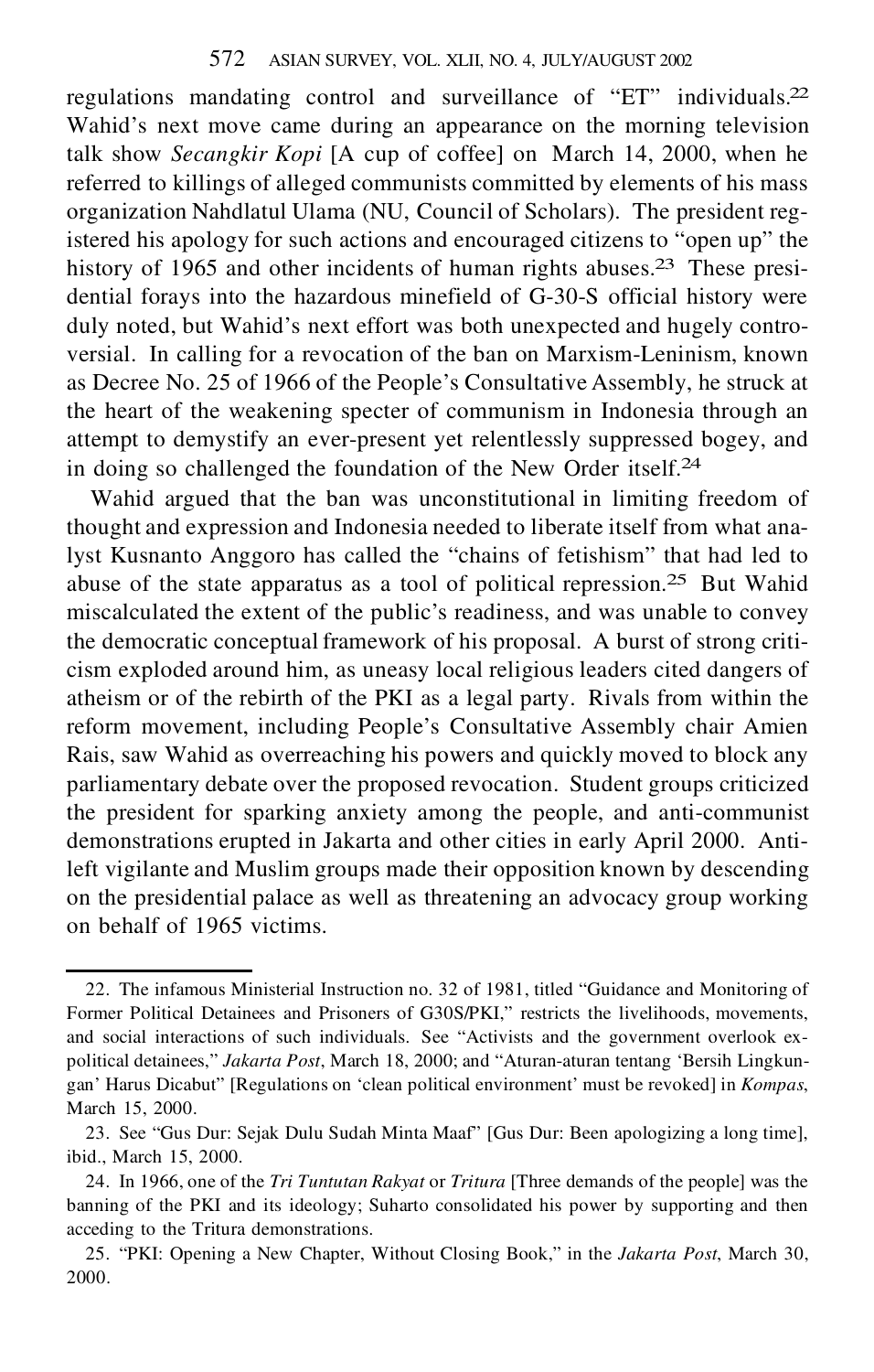regulations mandating control and surveillance of "ET" individuals.[22] Wahid's next move came during an appearance on the morning television talk show *Secangkir Kopi* [A cup of coffee] on March 14, 2000, when he referred to killings of alleged communists committed by elements of his mass organization Nahdlatul Ulama (NU, Council of Scholars). The president registered his apology for such actions and encouraged citizens to "open up" the history of 1965 and other incidents of human rights abuses.[23] These presidential forays into the hazardous minefield of G-30-S official history were duly noted, but Wahid's next effort was both unexpected and hugely controversial. In calling for a revocation of the ban on Marxism-Leninism, known as Decree No. 25 of 1966 of the People's Consultative Assembly, he struck at the heart of the weakening specter of communism in Indonesia through an attempt to demystify an ever-present yet relentlessly suppressed bogey, and in doing so challenged the foundation of the New Order itself.[24]

Wahid argued that the ban was unconstitutional in limiting freedom of thought and expression and Indonesia needed to liberate itself from what analyst Kusnanto Anggoro has called the "chains of fetishism" that had led to abuse of the state apparatus as a tool of political repression.[25] But Wahid miscalculated the extent of the public's readiness, and was unable to convey the democratic conceptual framework of his proposal. A burst of strong criticism exploded around him, as uneasy local religious leaders cited dangers of atheism or of the rebirth of the PKI as a legal party. Rivals from within the reform movement, including People's Consultative Assembly chair Amien Rais, saw Wahid as overreaching his powers and quickly moved to block any parliamentary debate over the proposed revocation. Student groups criticized the president for sparking anxiety among the people, and anti-communist demonstrations erupted in Jakarta and other cities in early April 2000. Anti-left vigilante and Muslim groups made their opposition known by descending on the presidential palace as well as threatening an advocacy group working on behalf of 1965 victims.

---

22. The infamous Ministerial Instruction no. 32 of 1981, titled "Guidance and Monitoring of Former Political Detainees and Prisoners of G30S/PKI," restricts the livelihoods, movements, and social interactions of such individuals. See "Activists and the government overlook ex-political detainees," *Jakarta Post*, March 18, 2000; and "Aturan-aturan tentang 'Bersih Lingkungan' Harus Dicabut" [Regulations on 'clean political environment' must be revoked] in *Kompas*, March 15, 2000.

23. See "Gus Dur: Sejak Dulu Sudah Minta Maaf" [Gus Dur: Been apologizing a long time], ibid., March 15, 2000.

24. In 1966, one of the *Tri Tuntutan Rakyat* or *Tritura* [Three demands of the people] was the banning of the PKI and its ideology; Suharto consolidated his power by supporting and then acceding to the Tritura demonstrations.

25. "PKI: Opening a New Chapter, Without Closing Book," in the *Jakarta Post*, March 30, 2000.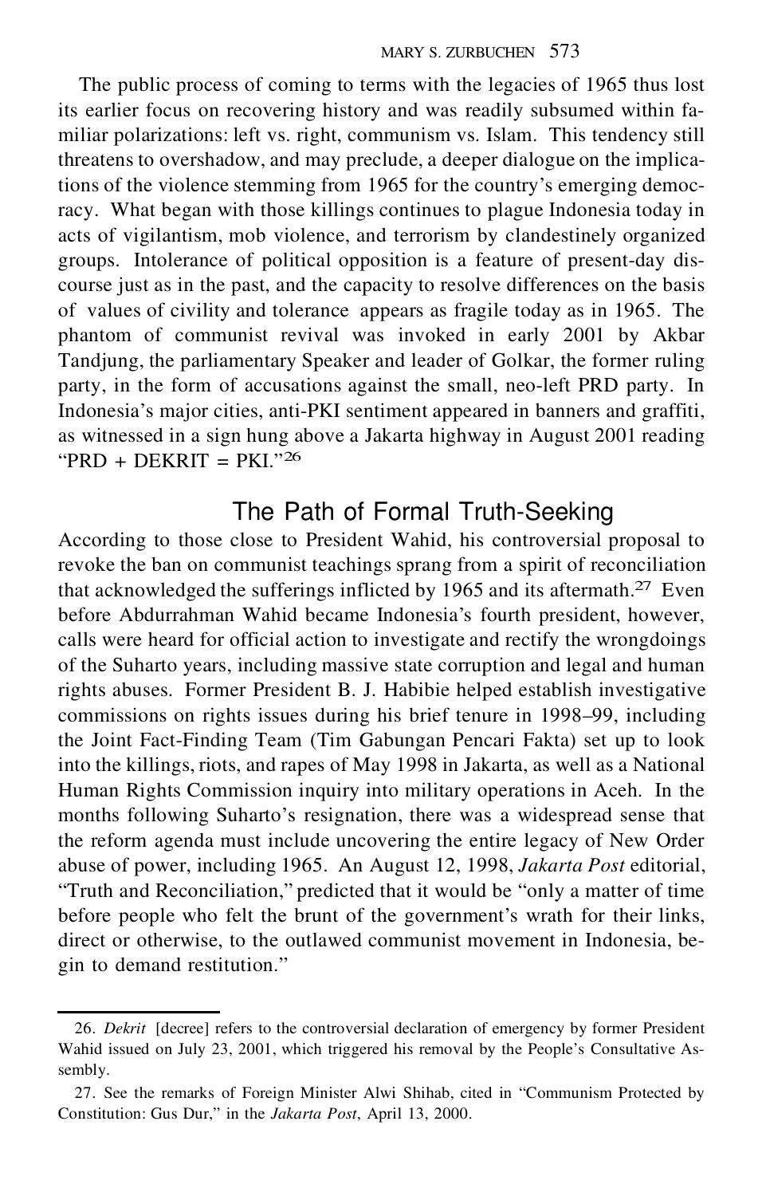The public process of coming to terms with the legacies of 1965 thus lost its earlier focus on recovering history and was readily subsumed within familiar polarizations: left vs. right, communism vs. Islam. This tendency still threatens to overshadow, and may preclude, a deeper dialogue on the implications of the violence stemming from 1965 for the country's emerging democracy. What began with those killings continues to plague Indonesia today in acts of vigilantism, mob violence, and terrorism by clandestinely organized groups. Intolerance of political opposition is a feature of present-day discourse just as in the past, and the capacity to resolve differences on the basis of values of civility and tolerance appears as fragile today as in 1965. The phantom of communist revival was invoked in early 2001 by Akbar Tandjung, the parliamentary Speaker and leader of Golkar, the former ruling party, in the form of accusations against the small, neo-left PRD party. In Indonesia's major cities, anti-PKI sentiment appeared in banners and graffiti, as witnessed in a sign hung above a Jakarta highway in August 2001 reading "PRD + DEKRIT = PKI."[26]

## The Path of Formal Truth-Seeking

According to those close to President Wahid, his controversial proposal to revoke the ban on communist teachings sprang from a spirit of reconciliation that acknowledged the sufferings inflicted by 1965 and its aftermath.[27] Even before Abdurrahman Wahid became Indonesia's fourth president, however, calls were heard for official action to investigate and rectify the wrongdoings of the Suharto years, including massive state corruption and legal and human rights abuses. Former President B. J. Habibie helped establish investigative commissions on rights issues during his brief tenure in 1998–99, including the Joint Fact-Finding Team (Tim Gabungan Pencari Fakta) set up to look into the killings, riots, and rapes of May 1998 in Jakarta, as well as a National Human Rights Commission inquiry into military operations in Aceh. In the months following Suharto's resignation, there was a widespread sense that the reform agenda must include uncovering the entire legacy of New Order abuse of power, including 1965. An August 12, 1998, *Jakarta Post* editorial, "Truth and Reconciliation," predicted that it would be "only a matter of time before people who felt the brunt of the government's wrath for their links, direct or otherwise, to the outlawed communist movement in Indonesia, begin to demand restitution."

---

26. *Dekrit* [decree] refers to the controversial declaration of emergency by former President Wahid issued on July 23, 2001, which triggered his removal by the People's Consultative Assembly.

27. See the remarks of Foreign Minister Alwi Shihab, cited in "Communism Protected by Constitution: Gus Dur," in the *Jakarta Post*, April 13, 2000.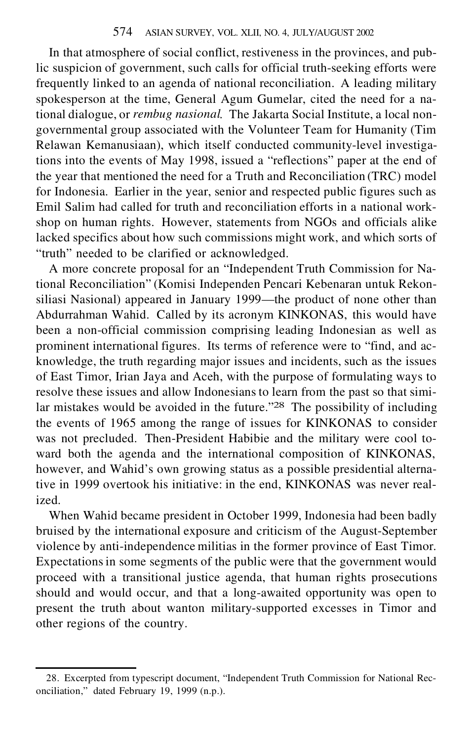In that atmosphere of social conflict, restiveness in the provinces, and public suspicion of government, such calls for official truth-seeking efforts were frequently linked to an agenda of national reconciliation. A leading military spokesperson at the time, General Agum Gumelar, cited the need for a national dialogue, or *rembug nasional*. The Jakarta Social Institute, a local non-governmental group associated with the Volunteer Team for Humanity (Tim Relawan Kemanusiaan), which itself conducted community-level investigations into the events of May 1998, issued a "reflections" paper at the end of the year that mentioned the need for a Truth and Reconciliation (TRC) model for Indonesia. Earlier in the year, senior and respected public figures such as Emil Salim had called for truth and reconciliation efforts in a national workshop on human rights. However, statements from NGOs and officials alike lacked specifics about how such commissions might work, and which sorts of "truth" needed to be clarified or acknowledged.

A more concrete proposal for an "Independent Truth Commission for National Reconciliation" (Komisi Independen Pencari Kebenaran untuk Rekonsiliasi Nasional) appeared in January 1999—the product of none other than Abdurrahman Wahid. Called by its acronym KINKONAS, this would have been a non-official commission comprising leading Indonesian as well as prominent international figures. Its terms of reference were to "find, and acknowledge, the truth regarding major issues and incidents, such as the issues of East Timor, Irian Jaya and Aceh, with the purpose of formulating ways to resolve these issues and allow Indonesians to learn from the past so that similar mistakes would be avoided in the future."[28] The possibility of including the events of 1965 among the range of issues for KINKONAS to consider was not precluded. Then-President Habibie and the military were cool toward both the agenda and the international composition of KINKONAS, however, and Wahid's own growing status as a possible presidential alternative in 1999 overtook his initiative: in the end, KINKONAS was never realized.

When Wahid became president in October 1999, Indonesia had been badly bruised by the international exposure and criticism of the August-September violence by anti-independence militias in the former province of East Timor. Expectations in some segments of the public were that the government would proceed with a transitional justice agenda, that human rights prosecutions should and would occur, and that a long-awaited opportunity was open to present the truth about wanton military-supported excesses in Timor and other regions of the country.

28. Excerpted from typescript document, "Independent Truth Commission for National Reconciliation," dated February 19, 1999 (n.p.).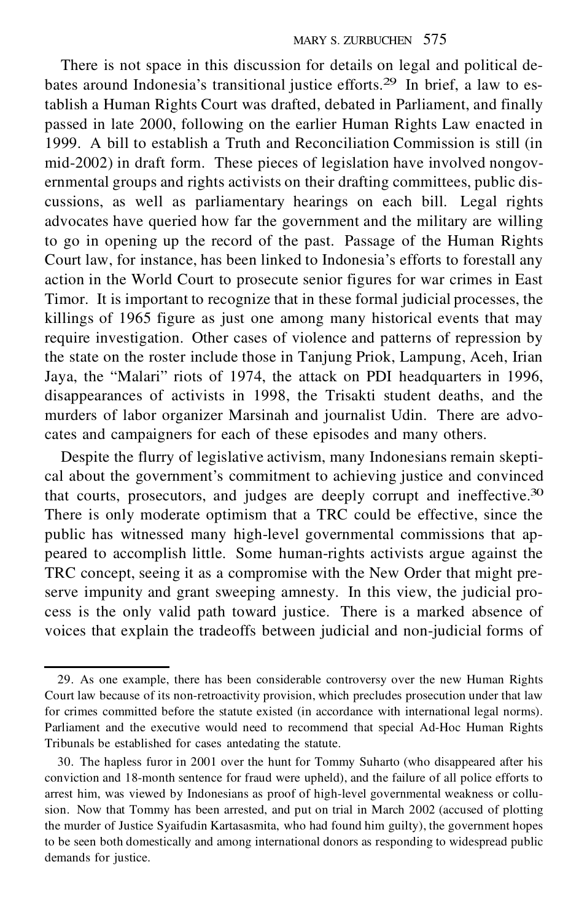There is not space in this discussion for details on legal and political debates around Indonesia's transitional justice efforts.[29] In brief, a law to establish a Human Rights Court was drafted, debated in Parliament, and finally passed in late 2000, following on the earlier Human Rights Law enacted in 1999. A bill to establish a Truth and Reconciliation Commission is still (in mid-2002) in draft form. These pieces of legislation have involved nongovernmental groups and rights activists on their drafting committees, public discussions, as well as parliamentary hearings on each bill. Legal rights advocates have queried how far the government and the military are willing to go in opening up the record of the past. Passage of the Human Rights Court law, for instance, has been linked to Indonesia's efforts to forestall any action in the World Court to prosecute senior figures for war crimes in East Timor. It is important to recognize that in these formal judicial processes, the killings of 1965 figure as just one among many historical events that may require investigation. Other cases of violence and patterns of repression by the state on the roster include those in Tanjung Priok, Lampung, Aceh, Irian Jaya, the "Malari" riots of 1974, the attack on PDI headquarters in 1996, disappearances of activists in 1998, the Trisakti student deaths, and the murders of labor organizer Marsinah and journalist Udin. There are advocates and campaigners for each of these episodes and many others.

Despite the flurry of legislative activism, many Indonesians remain skeptical about the government's commitment to achieving justice and convinced that courts, prosecutors, and judges are deeply corrupt and ineffective.[30] There is only moderate optimism that a TRC could be effective, since the public has witnessed many high-level governmental commissions that appeared to accomplish little. Some human-rights activists argue against the TRC concept, seeing it as a compromise with the New Order that might preserve impunity and grant sweeping amnesty. In this view, the judicial process is the only valid path toward justice. There is a marked absence of voices that explain the tradeoffs between judicial and non-judicial forms of

---

29. As one example, there has been considerable controversy over the new Human Rights Court law because of its non-retroactivity provision, which precludes prosecution under that law for crimes committed before the statute existed (in accordance with international legal norms). Parliament and the executive would need to recommend that special Ad-Hoc Human Rights Tribunals be established for cases antedating the statute.

30. The hapless furor in 2001 over the hunt for Tommy Suharto (who disappeared after his conviction and 18-month sentence for fraud were upheld), and the failure of all police efforts to arrest him, was viewed by Indonesians as proof of high-level governmental weakness or collusion. Now that Tommy has been arrested, and put on trial in March 2002 (accused of plotting the murder of Justice Syaifudin Kartasasmita, who had found him guilty), the government hopes to be seen both domestically and among international donors as responding to widespread public demands for justice.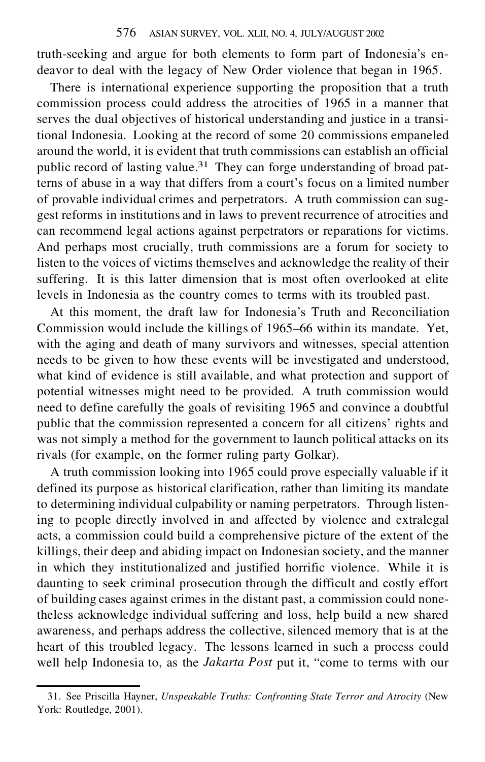truth-seeking and argue for both elements to form part of Indonesia's endeavor to deal with the legacy of New Order violence that began in 1965.

There is international experience supporting the proposition that a truth commission process could address the atrocities of 1965 in a manner that serves the dual objectives of historical understanding and justice in a transitional Indonesia. Looking at the record of some 20 commissions empaneled around the world, it is evident that truth commissions can establish an official public record of lasting value.[31] They can forge understanding of broad patterns of abuse in a way that differs from a court's focus on a limited number of provable individual crimes and perpetrators. A truth commission can suggest reforms in institutions and in laws to prevent recurrence of atrocities and can recommend legal actions against perpetrators or reparations for victims. And perhaps most crucially, truth commissions are a forum for society to listen to the voices of victims themselves and acknowledge the reality of their suffering. It is this latter dimension that is most often overlooked at elite levels in Indonesia as the country comes to terms with its troubled past.

At this moment, the draft law for Indonesia's Truth and Reconciliation Commission would include the killings of 1965–66 within its mandate. Yet, with the aging and death of many survivors and witnesses, special attention needs to be given to how these events will be investigated and understood, what kind of evidence is still available, and what protection and support of potential witnesses might need to be provided. A truth commission would need to define carefully the goals of revisiting 1965 and convince a doubtful public that the commission represented a concern for all citizens' rights and was not simply a method for the government to launch political attacks on its rivals (for example, on the former ruling party Golkar).

A truth commission looking into 1965 could prove especially valuable if it defined its purpose as historical clarification, rather than limiting its mandate to determining individual culpability or naming perpetrators. Through listening to people directly involved in and affected by violence and extralegal acts, a commission could build a comprehensive picture of the extent of the killings, their deep and abiding impact on Indonesian society, and the manner in which they institutionalized and justified horrific violence. While it is daunting to seek criminal prosecution through the difficult and costly effort of building cases against crimes in the distant past, a commission could nonetheless acknowledge individual suffering and loss, help build a new shared awareness, and perhaps address the collective, silenced memory that is at the heart of this troubled legacy. The lessons learned in such a process could well help Indonesia to, as the *Jakarta Post* put it, "come to terms with our

31. See Priscilla Hayner, *Unspeakable Truths: Confronting State Terror and Atrocity* (New York: Routledge, 2001).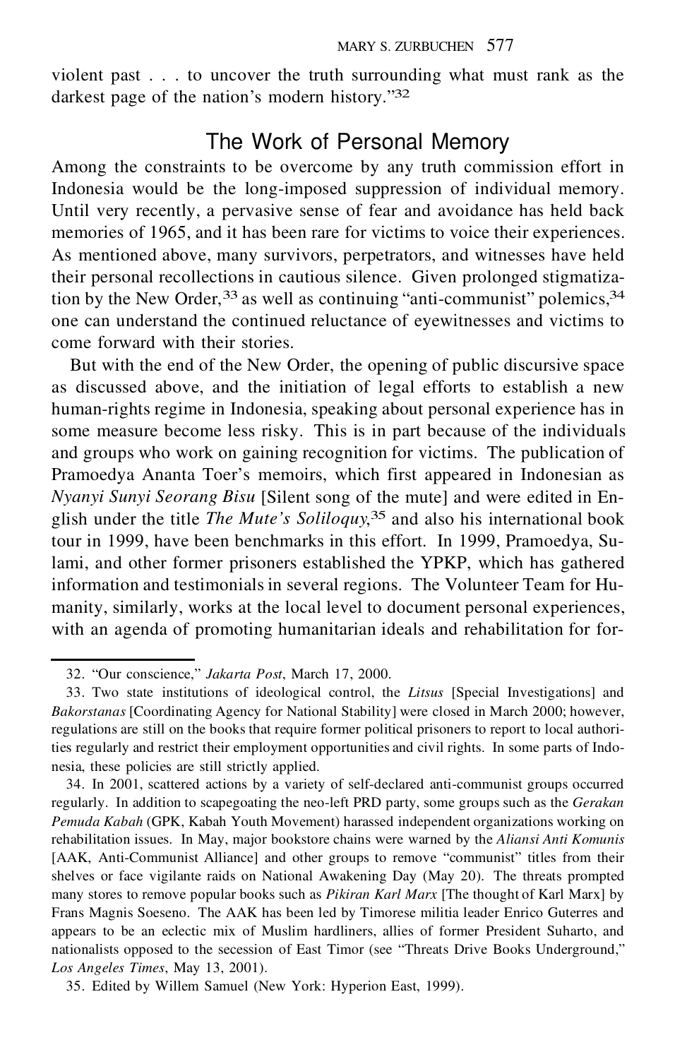violent past . . . to uncover the truth surrounding what must rank as the darkest page of the nation's modern history."[32]

## The Work of Personal Memory

Among the constraints to be overcome by any truth commission effort in Indonesia would be the long-imposed suppression of individual memory. Until very recently, a pervasive sense of fear and avoidance has held back memories of 1965, and it has been rare for victims to voice their experiences. As mentioned above, many survivors, perpetrators, and witnesses have held their personal recollections in cautious silence. Given prolonged stigmatization by the New Order,[33] as well as continuing "anti-communist" polemics,[34] one can understand the continued reluctance of eyewitnesses and victims to come forward with their stories.

But with the end of the New Order, the opening of public discursive space as discussed above, and the initiation of legal efforts to establish a new human-rights regime in Indonesia, speaking about personal experience has in some measure become less risky. This is in part because of the individuals and groups who work on gaining recognition for victims. The publication of Pramoedya Ananta Toer's memoirs, which first appeared in Indonesian as *Nyanyi Sunyi Seorang Bisu* [Silent song of the mute] and were edited in English under the title *The Mute's Soliloquy*,[35] and also his international book tour in 1999, have been benchmarks in this effort. In 1999, Pramoedya, Sulami, and other former prisoners established the YPKP, which has gathered information and testimonials in several regions. The Volunteer Team for Humanity, similarly, works at the local level to document personal experiences, with an agenda of promoting humanitarian ideals and rehabilitation for for-

32. "Our conscience," *Jakarta Post*, March 17, 2000.

33. Two state institutions of ideological control, the *Litsus* [Special Investigations] and *Bakorstanas* [Coordinating Agency for National Stability] were closed in March 2000; however, regulations are still on the books that require former political prisoners to report to local authorities regularly and restrict their employment opportunities and civil rights. In some parts of Indonesia, these policies are still strictly applied.

34. In 2001, scattered actions by a variety of self-declared anti-communist groups occurred regularly. In addition to scapegoating the neo-left PRD party, some groups such as the *Gerakan Pemuda Kabah* (GPK, Kabah Youth Movement) harassed independent organizations working on rehabilitation issues. In May, major bookstore chains were warned by the *Aliansi Anti Komunis* [AAK, Anti-Communist Alliance] and other groups to remove "communist" titles from their shelves or face vigilante raids on National Awakening Day (May 20). The threats prompted many stores to remove popular books such as *Pikiran Karl Marx* [The thought of Karl Marx] by Frans Magnis Soeseno. The AAK has been led by Timorese militia leader Enrico Guterres and appears to be an eclectic mix of Muslim hardliners, allies of former President Suharto, and nationalists opposed to the secession of East Timor (see "Threats Drive Books Underground," *Los Angeles Times*, May 13, 2001).

35. Edited by Willem Samuel (New York: Hyperion East, 1999).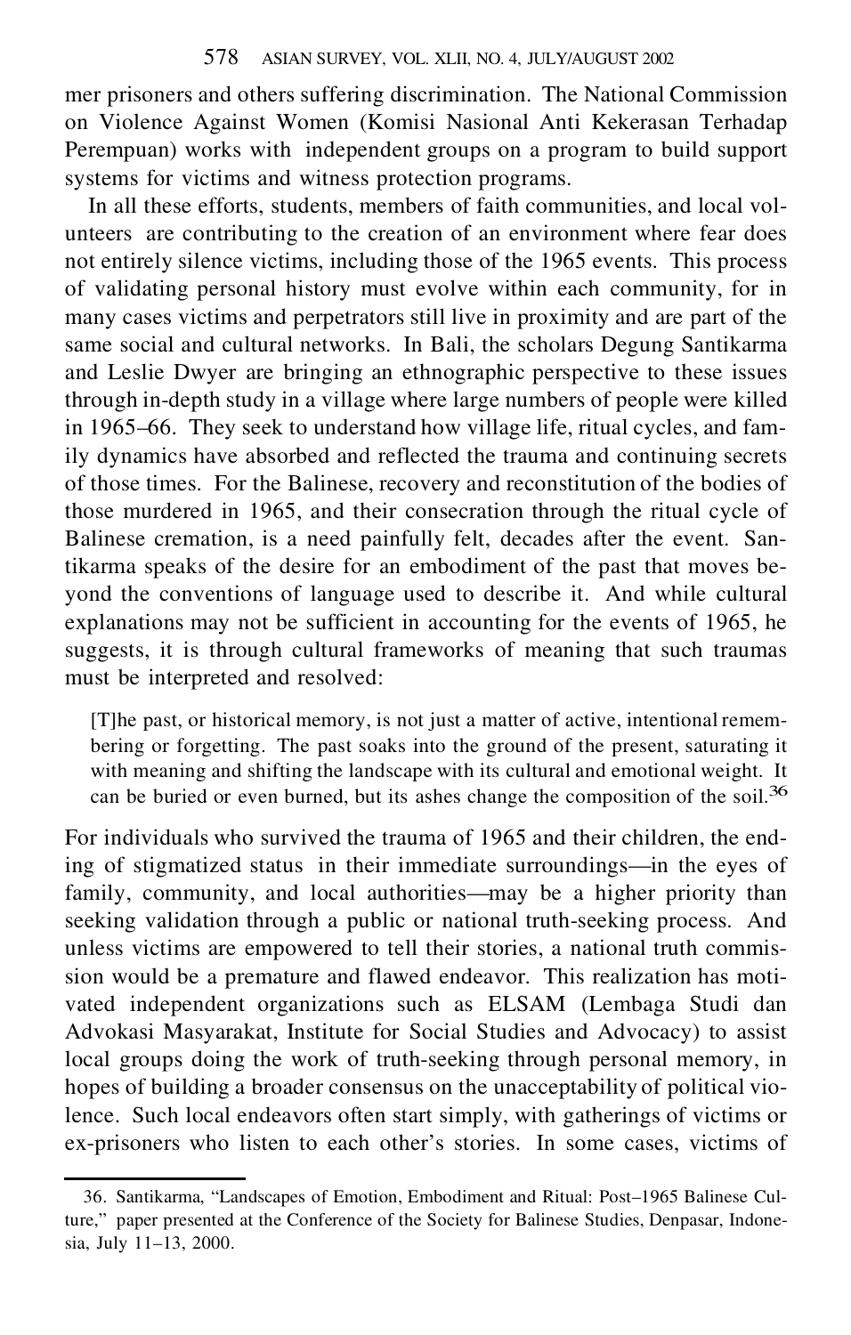mer prisoners and others suffering discrimination. The National Commission on Violence Against Women (Komisi Nasional Anti Kekerasan Terhadap Perempuan) works with independent groups on a program to build support systems for victims and witness protection programs.

In all these efforts, students, members of faith communities, and local volunteers are contributing to the creation of an environment where fear does not entirely silence victims, including those of the 1965 events. This process of validating personal history must evolve within each community, for in many cases victims and perpetrators still live in proximity and are part of the same social and cultural networks. In Bali, the scholars Degung Santikarma and Leslie Dwyer are bringing an ethnographic perspective to these issues through in-depth study in a village where large numbers of people were killed in 1965–66. They seek to understand how village life, ritual cycles, and family dynamics have absorbed and reflected the trauma and continuing secrets of those times. For the Balinese, recovery and reconstitution of the bodies of those murdered in 1965, and their consecration through the ritual cycle of Balinese cremation, is a need painfully felt, decades after the event. Santikarma speaks of the desire for an embodiment of the past that moves beyond the conventions of language used to describe it. And while cultural explanations may not be sufficient in accounting for the events of 1965, he suggests, it is through cultural frameworks of meaning that such traumas must be interpreted and resolved:

> [T]he past, or historical memory, is not just a matter of active, intentional remembering or forgetting. The past soaks into the ground of the present, saturating it with meaning and shifting the landscape with its cultural and emotional weight. It can be buried or even burned, but its ashes change the composition of the soil.[36]

For individuals who survived the trauma of 1965 and their children, the ending of stigmatized status in their immediate surroundings—in the eyes of family, community, and local authorities—may be a higher priority than seeking validation through a public or national truth-seeking process. And unless victims are empowered to tell their stories, a national truth commission would be a premature and flawed endeavor. This realization has motivated independent organizations such as ELSAM (Lembaga Studi dan Advokasi Masyarakat, Institute for Social Studies and Advocacy) to assist local groups doing the work of truth-seeking through personal memory, in hopes of building a broader consensus on the unacceptability of political violence. Such local endeavors often start simply, with gatherings of victims or ex-prisoners who listen to each other's stories. In some cases, victims of

36. Santikarma, "Landscapes of Emotion, Embodiment and Ritual: Post–1965 Balinese Culture," paper presented at the Conference of the Society for Balinese Studies, Denpasar, Indonesia, July 11–13, 2000.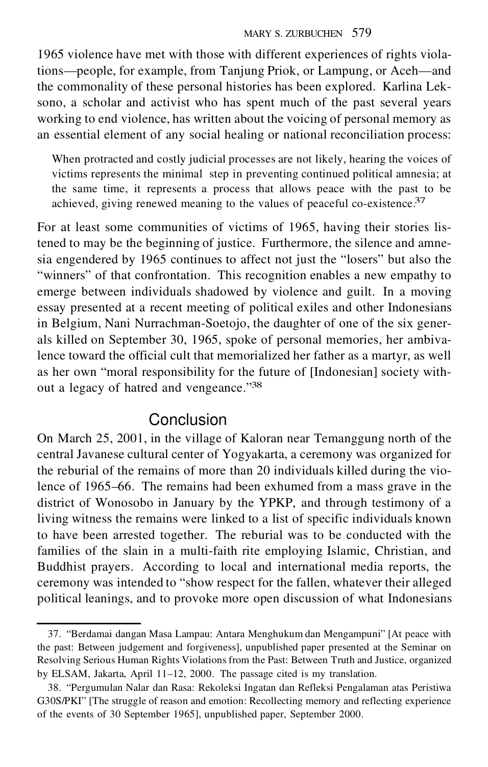1965 violence have met with those with different experiences of rights violations—people, for example, from Tanjung Priok, or Lampung, or Aceh—and the commonality of these personal histories has been explored. Karlina Leksono, a scholar and activist who has spent much of the past several years working to end violence, has written about the voicing of personal memory as an essential element of any social healing or national reconciliation process:

> When protracted and costly judicial processes are not likely, hearing the voices of victims represents the minimal step in preventing continued political amnesia; at the same time, it represents a process that allows peace with the past to be achieved, giving renewed meaning to the values of peaceful co-existence.[37]

For at least some communities of victims of 1965, having their stories listened to may be the beginning of justice. Furthermore, the silence and amnesia engendered by 1965 continues to affect not just the "losers" but also the "winners" of that confrontation. This recognition enables a new empathy to emerge between individuals shadowed by violence and guilt. In a moving essay presented at a recent meeting of political exiles and other Indonesians in Belgium, Nani Nurrachman-Soetojo, the daughter of one of the six generals killed on September 30, 1965, spoke of personal memories, her ambivalence toward the official cult that memorialized her father as a martyr, as well as her own "moral responsibility for the future of [Indonesian] society without a legacy of hatred and vengeance."[38]

## Conclusion

On March 25, 2001, in the village of Kaloran near Temanggung north of the central Javanese cultural center of Yogyakarta, a ceremony was organized for the reburial of the remains of more than 20 individuals killed during the violence of 1965–66. The remains had been exhumed from a mass grave in the district of Wonosobo in January by the YPKP, and through testimony of a living witness the remains were linked to a list of specific individuals known to have been arrested together. The reburial was to be conducted with the families of the slain in a multi-faith rite employing Islamic, Christian, and Buddhist prayers. According to local and international media reports, the ceremony was intended to "show respect for the fallen, whatever their alleged political leanings, and to provoke more open discussion of what Indonesians

---

37. "Berdamai dangan Masa Lampau: Antara Menghukum dan Mengampuni" [At peace with the past: Between judgement and forgiveness], unpublished paper presented at the Seminar on Resolving Serious Human Rights Violations from the Past: Between Truth and Justice, organized by ELSAM, Jakarta, April 11–12, 2000. The passage cited is my translation.

38. "Pergumulan Nalar dan Rasa: Rekoleksi Ingatan dan Refleksi Pengalaman atas Peristiwa G30S/PKI" [The struggle of reason and emotion: Recollecting memory and reflecting experience of the events of 30 September 1965], unpublished paper, September 2000.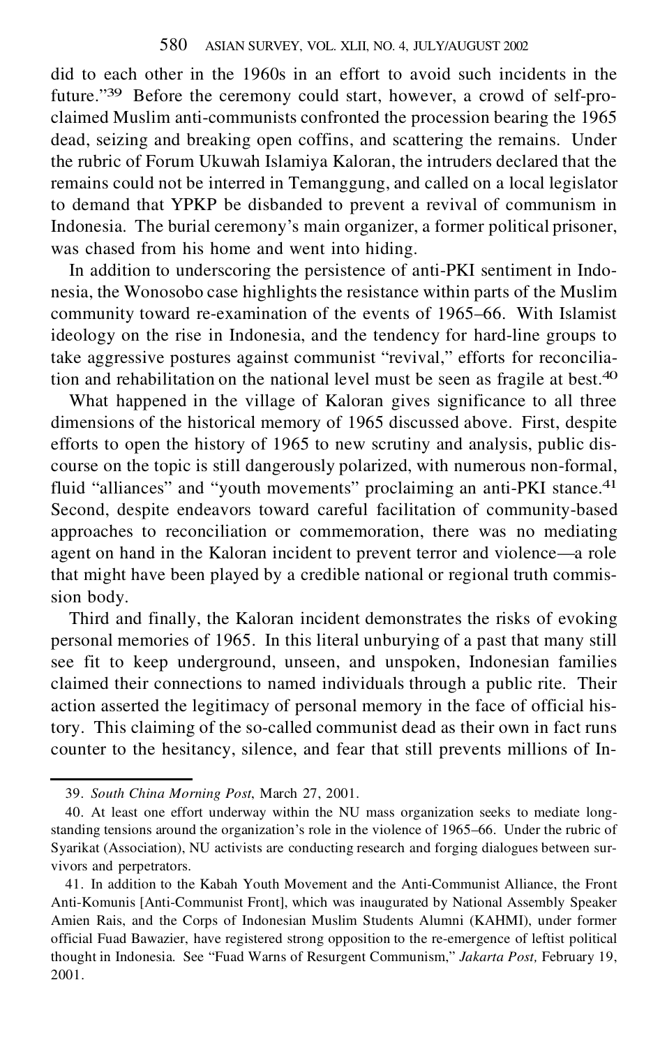did to each other in the 1960s in an effort to avoid such incidents in the future."[39] Before the ceremony could start, however, a crowd of self-proclaimed Muslim anti-communists confronted the procession bearing the 1965 dead, seizing and breaking open coffins, and scattering the remains. Under the rubric of Forum Ukuwah Islamiya Kaloran, the intruders declared that the remains could not be interred in Temanggung, and called on a local legislator to demand that YPKP be disbanded to prevent a revival of communism in Indonesia. The burial ceremony's main organizer, a former political prisoner, was chased from his home and went into hiding.

In addition to underscoring the persistence of anti-PKI sentiment in Indonesia, the Wonosobo case highlights the resistance within parts of the Muslim community toward re-examination of the events of 1965–66. With Islamist ideology on the rise in Indonesia, and the tendency for hard-line groups to take aggressive postures against communist "revival," efforts for reconciliation and rehabilitation on the national level must be seen as fragile at best.[40]

What happened in the village of Kaloran gives significance to all three dimensions of the historical memory of 1965 discussed above. First, despite efforts to open the history of 1965 to new scrutiny and analysis, public discourse on the topic is still dangerously polarized, with numerous non-formal, fluid "alliances" and "youth movements" proclaiming an anti-PKI stance.[41] Second, despite endeavors toward careful facilitation of community-based approaches to reconciliation or commemoration, there was no mediating agent on hand in the Kaloran incident to prevent terror and violence—a role that might have been played by a credible national or regional truth commission body.

Third and finally, the Kaloran incident demonstrates the risks of evoking personal memories of 1965. In this literal unburying of a past that many still see fit to keep underground, unseen, and unspoken, Indonesian families claimed their connections to named individuals through a public rite. Their action asserted the legitimacy of personal memory in the face of official history. This claiming of the so-called communist dead as their own in fact runs counter to the hesitancy, silence, and fear that still prevents millions of In-

---

39. *South China Morning Post*, March 27, 2001.

40. At least one effort underway within the NU mass organization seeks to mediate long-standing tensions around the organization's role in the violence of 1965–66. Under the rubric of Syarikat (Association), NU activists are conducting research and forging dialogues between survivors and perpetrators.

41. In addition to the Kabah Youth Movement and the Anti-Communist Alliance, the Front Anti-Komunis [Anti-Communist Front], which was inaugurated by National Assembly Speaker Amien Rais, and the Corps of Indonesian Muslim Students Alumni (KAHMI), under former official Fuad Bawazier, have registered strong opposition to the re-emergence of leftist political thought in Indonesia. See "Fuad Warns of Resurgent Communism," *Jakarta Post,* February 19, 2001.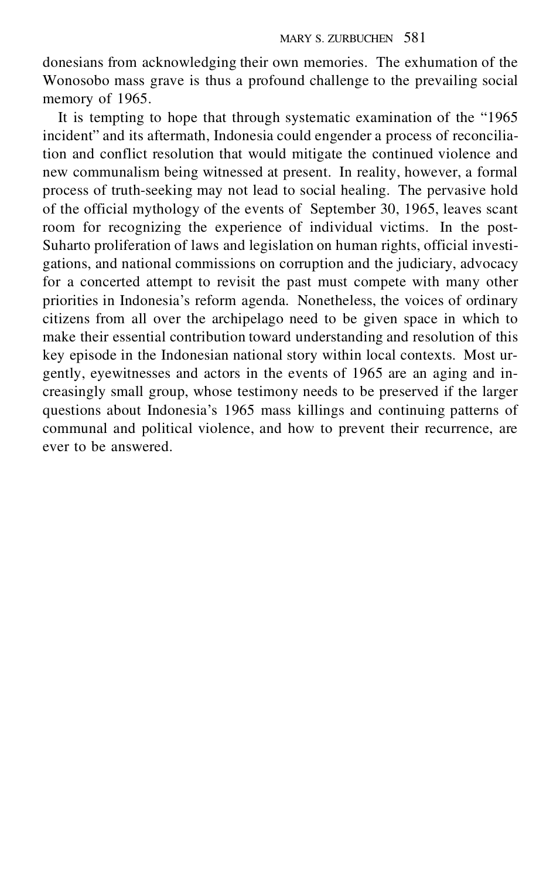donesians from acknowledging their own memories. The exhumation of the Wonosobo mass grave is thus a profound challenge to the prevailing social memory of 1965.

It is tempting to hope that through systematic examination of the "1965 incident" and its aftermath, Indonesia could engender a process of reconciliation and conflict resolution that would mitigate the continued violence and new communalism being witnessed at present. In reality, however, a formal process of truth-seeking may not lead to social healing. The pervasive hold of the official mythology of the events of September 30, 1965, leaves scant room for recognizing the experience of individual victims. In the post-Suharto proliferation of laws and legislation on human rights, official investigations, and national commissions on corruption and the judiciary, advocacy for a concerted attempt to revisit the past must compete with many other priorities in Indonesia's reform agenda. Nonetheless, the voices of ordinary citizens from all over the archipelago need to be given space in which to make their essential contribution toward understanding and resolution of this key episode in the Indonesian national story within local contexts. Most urgently, eyewitnesses and actors in the events of 1965 are an aging and increasingly small group, whose testimony needs to be preserved if the larger questions about Indonesia's 1965 mass killings and continuing patterns of communal and political violence, and how to prevent their recurrence, are ever to be answered.